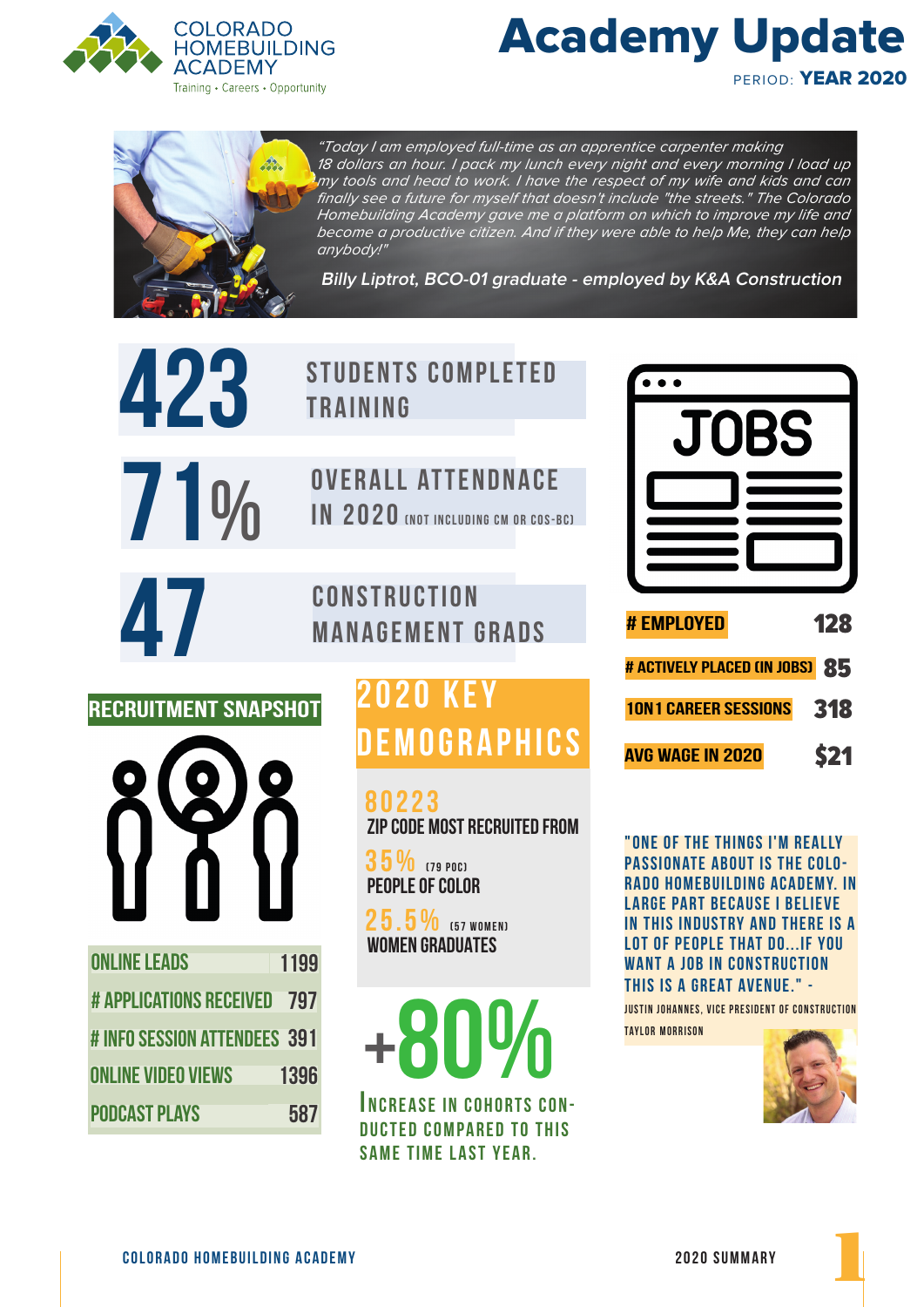COLORADO HOMEBUILDING ACADEMY

Training • Careers • Opportunity

# Academy Update

PERIOD: **YEAR 2020**

*"Today I am employed full-time as an apprentice carpenter making 18 dollars an hour. I pack my lunch every night and every morning I load up my tools and head to work. I have the respect of my wife and kids and can finally see a future for myself that doesn't include "the streets." The Colorado Homebuilding Academy gave me a platform on which to improve my life and become a productive citizen. And if they were able to help Me, they can help anybody!"*

**Billy Liptrot, BCO-01 graduate - employed by K&A Construction**

**423** STUDENTS COMPLETED TRAINING

**71%** OVERALL ATTENDNACE IN 2020 (NOT INCLUDING CM OR COS-BC)

**47** CONSTRUCTION MANAGEMENT GRADS

## JOBS

| | |
|---|---|
| # EMPLOYED | 128 |
| # ACTIVELY PLACED (IN JOBS) | 85 |
| 1ON1 CAREER SESSIONS | 318 |
| AVG WAGE IN 2020 | $21 |

## RECRUITMENT SNAPSHOT

| | |
|---|---|
| ONLINE LEADS | 1199 |
| # APPLICATIONS RECEIVED | 797 |
| # INFO SESSION ATTENDEES | 391 |
| ONLINE VIDEO VIEWS | 1396 |
| PODCAST PLAYS | 587 |

## 2020 KEY DEMOGRAPHICS

**80223**
ZIP CODE MOST RECRUITED FROM

**35%** (79 POC)
PEOPLE OF COLOR

**25.5%** (57 WOMEN)
WOMEN GRADUATES

**+80%**

INCREASE IN COHORTS CONDUCTED COMPARED TO THIS SAME TIME LAST YEAR.

"ONE OF THE THINGS I'M REALLY PASSIONATE ABOUT IS THE COLORADO HOMEBUILDING ACADEMY. IN LARGE PART BECAUSE I BELIEVE IN THIS INDUSTRY AND THERE IS A LOT OF PEOPLE THAT DO...IF YOU WANT A JOB IN CONSTRUCTION THIS IS A GREAT AVENUE." -

JUSTIN JOHANNES, VICE PRESIDENT OF CONSTRUCTION TAYLOR MORRISON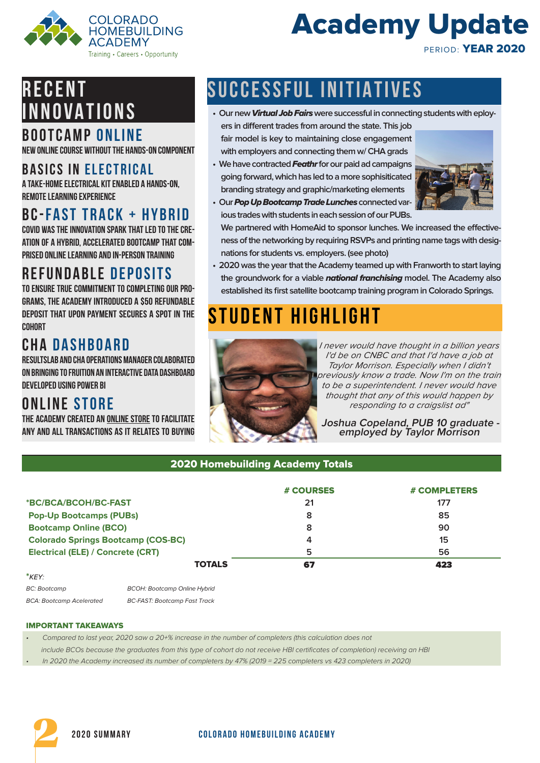COLORADO HOMEBUILDING ACADEMY
Training • Careers • Opportunity

# Academy Update

PERIOD: **YEAR 2020**

## RECENT INNOVATIONS

### BOOTCAMP ONLINE

NEW ONLINE COURSE WITHOUT THE HANDS-ON COMPONENT

### BASICS IN ELECTRICAL

A TAKE-HOME ELECTRICAL KIT ENABLED A HANDS-ON, REMOTE LEARNING EXPERIENCE

### BC-FAST TRACK + HYBRID

COVID WAS THE INNOVATION SPARK THAT LED TO THE CREATION OF A HYBRID, ACCELERATED BOOTCAMP THAT COMPRISED ONLINE LEARNING AND IN-PERSON TRAINING

### REFUNDABLE DEPOSITS

TO ENSURE TRUE COMMITMENT TO COMPLETING OUR PROGRAMS, THE ACADEMY INTRODUCED A $50 REFUNDABLE DEPOSIT THAT UPON PAYMENT SECURES A SPOT IN THE COHORT

### CHA DASHBOARD

RESULTSLAB AND CHA OPERATIONS MANAGER COLABORATED ON BRINGING TO FRUITION AN INTERACTIVE DATA DASHBOARD DEVELOPED USING POWER BI

### ONLINE STORE

THE ACADEMY CREATED AN ONLINE STORE TO FACILITATE ANY AND ALL TRANSACTIONS AS IT RELATES TO BUYING

## SUCCESSFUL INITIATIVES

- Our new ***Virtual Job Fairs*** were successful in connecting students with eployers in different trades from around the state. This job fair model is key to maintaining close engagement with employers and connecting them w/ CHA grads
- We have contracted ***Feathr*** for our paid ad campaigns going forward, which has led to a more sophisiticated branding strategy and graphic/marketing elements
- Our ***Pop Up Bootcamp Trade Lunches*** connected various trades with students in each session of our PUBs. We partnered with HomeAid to sponsor lunches. We increased the effectiveness of the networking by requiring RSVPs and printing name tags with designations for students vs. employers. (see photo)
- 2020 was the year that the Academy teamed up with Franworth to start laying the groundwork for a viable ***national franchising*** model. The Academy also established its first satellite bootcamp training program in Colorado Springs.

## STUDENT HIGHLIGHT

*I never would have thought in a billion years I'd be on CNBC and that I'd have a job at Taylor Morrison. Especially when I didn't previously know a trade. Now I'm on the train to be a superintendent. I never would have thought that any of this would happen by responding to a craigslist ad"*

*Joshua Copeland, PUB 10 graduate - employed by Taylor Morrison*

## 2020 Homebuilding Academy Totals

| | # COURSES | # COMPLETERS |
|---|---|---|
| *BC/BCA/BCOH/BC-FAST | 21 | 177 |
| Pop-Up Bootcamps (PUBs) | 8 | 85 |
| Bootcamp Online (BCO) | 8 | 90 |
| Colorado Springs Bootcamp (COS-BC) | 4 | 15 |
| Electrical (ELE) / Concrete (CRT) | 5 | 56 |
| **TOTALS** | **67** | **423** |

*\*KEY:*

| | |
|---|---|
| *BC: Bootcamp* | *BCOH: Bootcamp Online Hybrid* |
| *BCA: Bootcamp Acelerated* | *BC-FAST: Bootcamp Fast Track* |

### IMPORTANT TAKEAWAYS

- *Compared to last year, 2020 saw a 20+% increase in the number of completers (this calculation does not include BCOs because the graduates from this type of cohort do not receive HBI certificates of completion) receiving an HBI*
- *In 2020 the Academy increased its number of completers by 47% (2019 = 225 completers vs 423 completers in 2020)*

2020 SUMMARY — COLORADO HOMEBUILDING ACADEMY